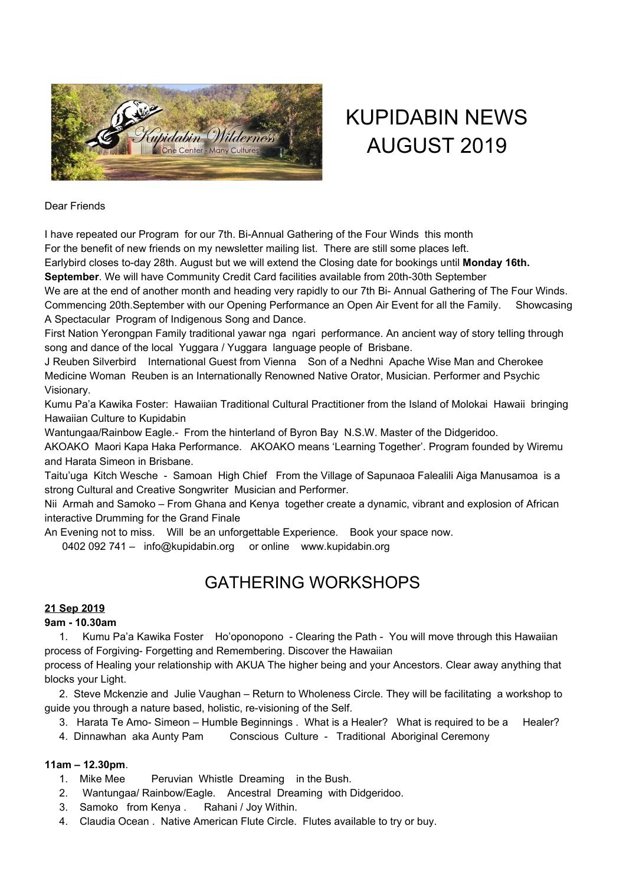# KUPIDABIN NEWS AUGUST 2019

Dear Friends

I have repeated our Program for our 7th. Bi-Annual Gathering of the Four Winds this month
For the benefit of new friends on my newsletter mailing list. There are still some places left.
Earlybird closes to-day 28th. August but we will extend the Closing date for bookings until **Monday 16th. September**. We will have Community Credit Card facilities available from 20th-30th September
We are at the end of another month and heading very rapidly to our 7th Bi- Annual Gathering of The Four Winds. Commencing 20th.September with our Opening Performance an Open Air Event for all the Family. Showcasing A Spectacular Program of Indigenous Song and Dance.
First Nation Yerongpan Family traditional yawar nga ngari performance. An ancient way of story telling through song and dance of the local Yuggara / Yuggara language people of Brisbane.
J Reuben Silverbird International Guest from Vienna Son of a Nedhni Apache Wise Man and Cherokee Medicine Woman Reuben is an Internationally Renowned Native Orator, Musician. Performer and Psychic Visionary.
Kumu Pa'a Kawika Foster: Hawaiian Traditional Cultural Practitioner from the Island of Molokai Hawaii bringing Hawaiian Culture to Kupidabin
Wantungaa/Rainbow Eagle.- From the hinterland of Byron Bay N.S.W. Master of the Didgeridoo.
AKOAKO Maori Kapa Haka Performance. AKOAKO means 'Learning Together'. Program founded by Wiremu and Harata Simeon in Brisbane.
Taitu'uga Kitch Wesche - Samoan High Chief From the Village of Sapunaoa Falealili Aiga Manusamoa is a strong Cultural and Creative Songwriter Musician and Performer.
Nii Armah and Samoko – From Ghana and Kenya together create a dynamic, vibrant and explosion of African interactive Drumming for the Grand Finale
An Evening not to miss. Will be an unforgettable Experience. Book your space now.
0402 092 741 – info@kupidabin.org or online www.kupidabin.org

## GATHERING WORKSHOPS

**21 Sep 2019**

**9am - 10.30am**

1. Kumu Pa'a Kawika Foster Ho'oponopono - Clearing the Path - You will move through this Hawaiian process of Forgiving- Forgetting and Remembering. Discover the Hawaiian process of Healing your relationship with AKUA The higher being and your Ancestors. Clear away anything that blocks your Light.
2. Steve Mckenzie and Julie Vaughan – Return to Wholeness Circle. They will be facilitating a workshop to guide you through a nature based, holistic, re-visioning of the Self.
3. Harata Te Amo- Simeon – Humble Beginnings . What is a Healer? What is required to be a Healer?
4. Dinnawhan aka Aunty Pam Conscious Culture - Traditional Aboriginal Ceremony

**11am – 12.30pm**.

1. Mike Mee Peruvian Whistle Dreaming in the Bush.
2. Wantungaa/ Rainbow/Eagle. Ancestral Dreaming with Didgeridoo.
3. Samoko from Kenya . Rahani / Joy Within.
4. Claudia Ocean . Native American Flute Circle. Flutes available to try or buy.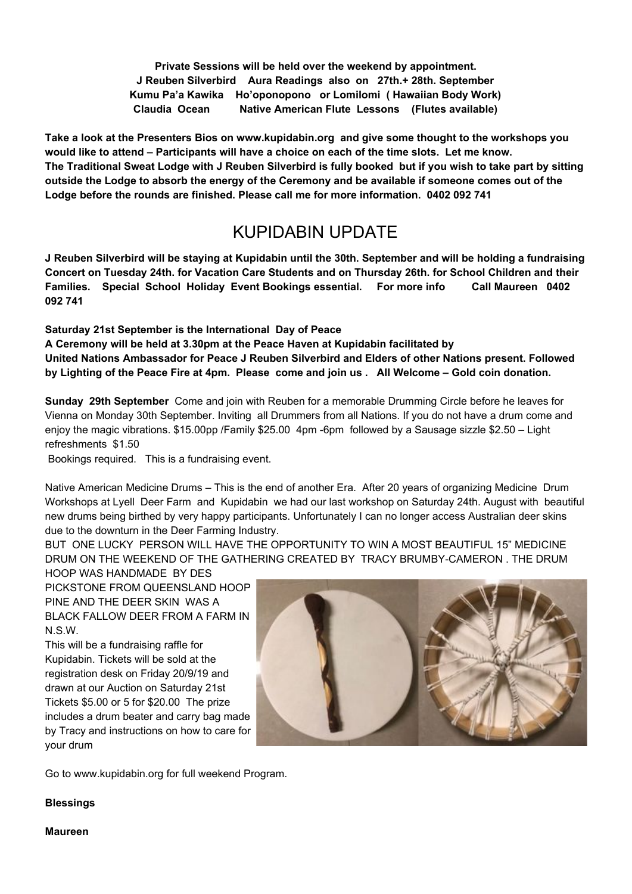**Private Sessions will be held over the weekend by appointment.**
**J Reuben Silverbird Aura Readings also on 27th.+ 28th. September**
**Kumu Pa'a Kawika Ho'oponopono or Lomilomi ( Hawaiian Body Work)**
**Claudia Ocean Native American Flute Lessons (Flutes available)**

**Take a look at the Presenters Bios on www.kupidabin.org and give some thought to the workshops you would like to attend – Participants will have a choice on each of the time slots. Let me know.**
**The Traditional Sweat Lodge with J Reuben Silverbird is fully booked but if you wish to take part by sitting outside the Lodge to absorb the energy of the Ceremony and be available if someone comes out of the Lodge before the rounds are finished. Please call me for more information. 0402 092 741**

# KUPIDABIN UPDATE

**J Reuben Silverbird will be staying at Kupidabin until the 30th. September and will be holding a fundraising Concert on Tuesday 24th. for Vacation Care Students and on Thursday 26th. for School Children and their Families. Special School Holiday Event Bookings essential. For more info Call Maureen 0402 092 741**

**Saturday 21st September is the International Day of Peace**
**A Ceremony will be held at 3.30pm at the Peace Haven at Kupidabin facilitated by**
**United Nations Ambassador for Peace J Reuben Silverbird and Elders of other Nations present. Followed by Lighting of the Peace Fire at 4pm. Please come and join us . All Welcome – Gold coin donation.**

**Sunday 29th September** Come and join with Reuben for a memorable Drumming Circle before he leaves for Vienna on Monday 30th September. Inviting all Drummers from all Nations. If you do not have a drum come and enjoy the magic vibrations. $15.00pp /Family $25.00 4pm -6pm followed by a Sausage sizzle $2.50 – Light refreshments $1.50
Bookings required. This is a fundraising event.

Native American Medicine Drums – This is the end of another Era. After 20 years of organizing Medicine Drum Workshops at Lyell Deer Farm and Kupidabin we had our last workshop on Saturday 24th. August with beautiful new drums being birthed by very happy participants. Unfortunately I can no longer access Australian deer skins due to the downturn in the Deer Farming Industry.

BUT ONE LUCKY PERSON WILL HAVE THE OPPORTUNITY TO WIN A MOST BEAUTIFUL 15" MEDICINE DRUM ON THE WEEKEND OF THE GATHERING CREATED BY TRACY BRUMBY-CAMERON . THE DRUM HOOP WAS HANDMADE BY DES PICKSTONE FROM QUEENSLAND HOOP PINE AND THE DEER SKIN WAS A BLACK FALLOW DEER FROM A FARM IN N.S.W.

This will be a fundraising raffle for Kupidabin. Tickets will be sold at the registration desk on Friday 20/9/19 and drawn at our Auction on Saturday 21st Tickets $5.00 or 5 for $20.00 The prize includes a drum beater and carry bag made by Tracy and instructions on how to care for your drum

Go to www.kupidabin.org for full weekend Program.

**Blessings**

**Maureen**